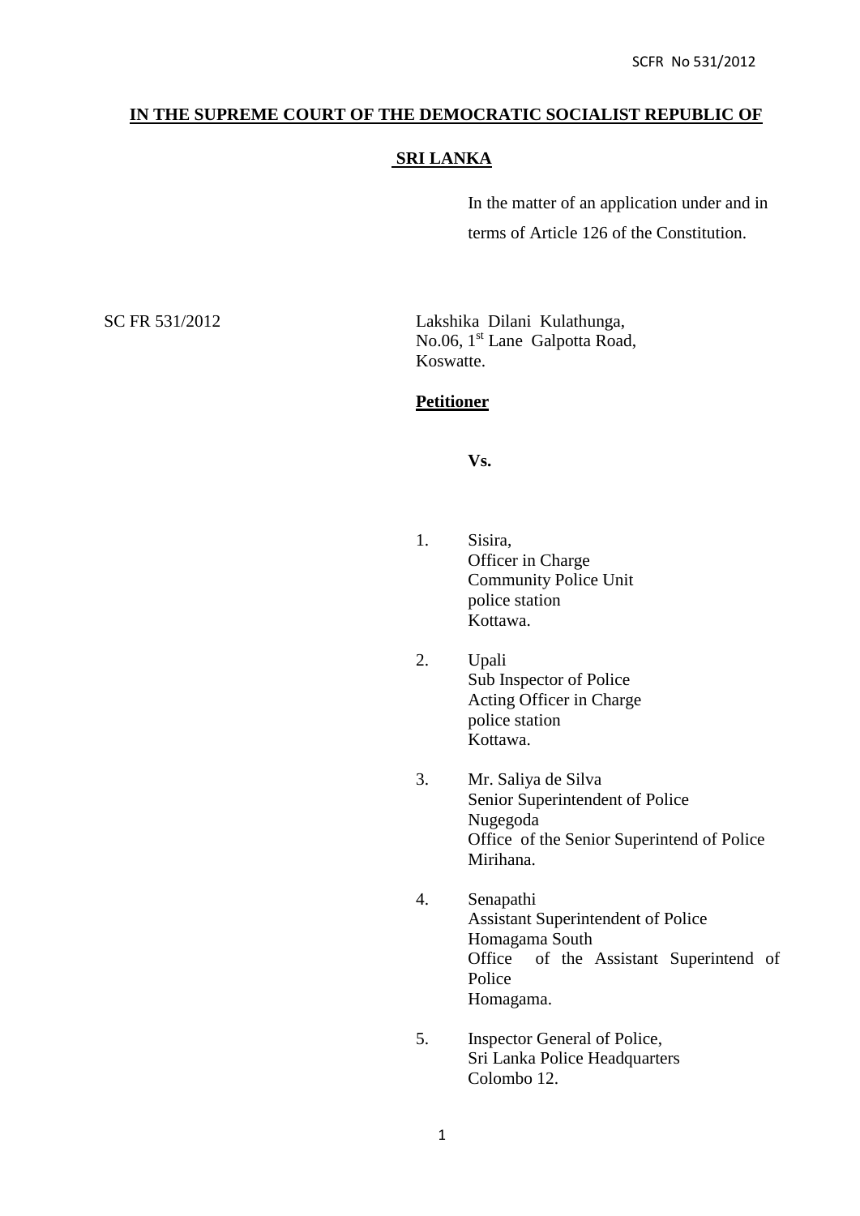**IN THE SUPREME COURT OF THE DEMOCRATIC SOCIALIST REPUBLIC OF**

**SRI LANKA**

In the matter of an application under and in terms of Article 126 of the Constitution.

SC FR 531/2012

Lakshika Dilani Kulathunga,
No.06, 1st Lane Galpotta Road,
Koswatte.

**Petitioner**

**Vs.**

1. Sisira,
   Officer in Charge
   Community Police Unit
   police station
   Kottawa.

2. Upali
   Sub Inspector of Police
   Acting Officer in Charge
   police station
   Kottawa.

3. Mr. Saliya de Silva
   Senior Superintendent of Police
   Nugegoda
   Office of the Senior Superintend of Police
   Mirihana.

4. Senapathi
   Assistant Superintendent of Police
   Homagama South
   Office of the Assistant Superintend of Police
   Homagama.

5. Inspector General of Police,
   Sri Lanka Police Headquarters
   Colombo 12.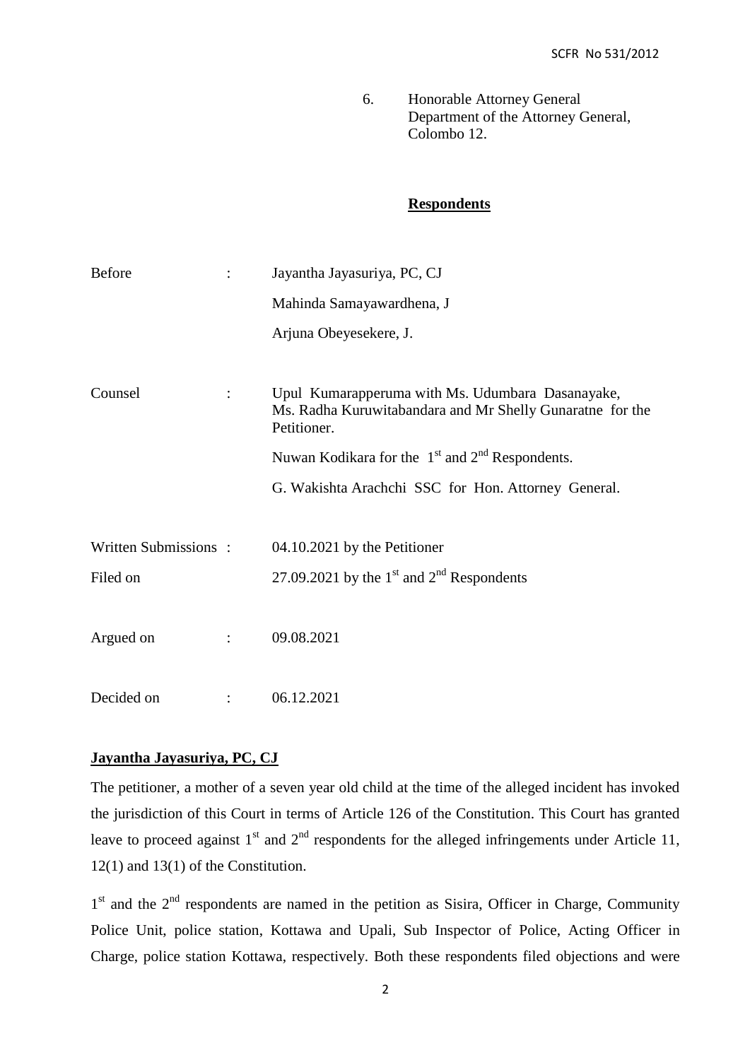6. Honorable Attorney General
Department of the Attorney General,
Colombo 12.

**Respondents**

| | | |
|---|---|---|
| Before | : | Jayantha Jayasuriya, PC, CJ<br>Mahinda Samayawardhena, J<br>Arjuna Obeyesekere, J. |
| Counsel | : | Upul Kumarapperuma with Ms. Udumbara Dasanayake, Ms. Radha Kuruwitabandara and Mr Shelly Gunaratne for the Petitioner.<br>Nuwan Kodikara for the 1st and 2nd Respondents.<br>G. Wakishta Arachchi SSC for Hon. Attorney General. |
| Written Submissions Filed on | : | 04.10.2021 by the Petitioner<br>27.09.2021 by the 1st and 2nd Respondents |
| Argued on | : | 09.08.2021 |
| Decided on | : | 06.12.2021 |

**Jayantha Jayasuriya, PC, CJ**

The petitioner, a mother of a seven year old child at the time of the alleged incident has invoked the jurisdiction of this Court in terms of Article 126 of the Constitution. This Court has granted leave to proceed against 1st and 2nd respondents for the alleged infringements under Article 11, 12(1) and 13(1) of the Constitution.

1st and the 2nd respondents are named in the petition as Sisira, Officer in Charge, Community Police Unit, police station, Kottawa and Upali, Sub Inspector of Police, Acting Officer in Charge, police station Kottawa, respectively. Both these respondents filed objections and were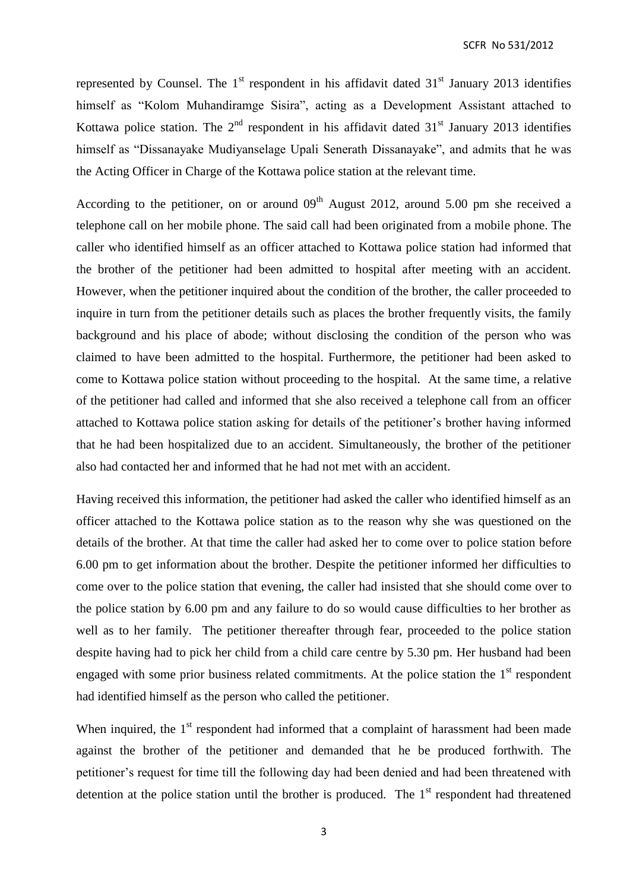represented by Counsel. The 1st respondent in his affidavit dated 31st January 2013 identifies himself as "Kolom Muhandiramge Sisira", acting as a Development Assistant attached to Kottawa police station. The 2nd respondent in his affidavit dated 31st January 2013 identifies himself as "Dissanayake Mudiyanselage Upali Senerath Dissanayake", and admits that he was the Acting Officer in Charge of the Kottawa police station at the relevant time.

According to the petitioner, on or around 09th August 2012, around 5.00 pm she received a telephone call on her mobile phone. The said call had been originated from a mobile phone. The caller who identified himself as an officer attached to Kottawa police station had informed that the brother of the petitioner had been admitted to hospital after meeting with an accident. However, when the petitioner inquired about the condition of the brother, the caller proceeded to inquire in turn from the petitioner details such as places the brother frequently visits, the family background and his place of abode; without disclosing the condition of the person who was claimed to have been admitted to the hospital. Furthermore, the petitioner had been asked to come to Kottawa police station without proceeding to the hospital. At the same time, a relative of the petitioner had called and informed that she also received a telephone call from an officer attached to Kottawa police station asking for details of the petitioner's brother having informed that he had been hospitalized due to an accident. Simultaneously, the brother of the petitioner also had contacted her and informed that he had not met with an accident.

Having received this information, the petitioner had asked the caller who identified himself as an officer attached to the Kottawa police station as to the reason why she was questioned on the details of the brother. At that time the caller had asked her to come over to police station before 6.00 pm to get information about the brother. Despite the petitioner informed her difficulties to come over to the police station that evening, the caller had insisted that she should come over to the police station by 6.00 pm and any failure to do so would cause difficulties to her brother as well as to her family. The petitioner thereafter through fear, proceeded to the police station despite having had to pick her child from a child care centre by 5.30 pm. Her husband had been engaged with some prior business related commitments. At the police station the 1st respondent had identified himself as the person who called the petitioner.

When inquired, the 1st respondent had informed that a complaint of harassment had been made against the brother of the petitioner and demanded that he be produced forthwith. The petitioner's request for time till the following day had been denied and had been threatened with detention at the police station until the brother is produced. The 1st respondent had threatened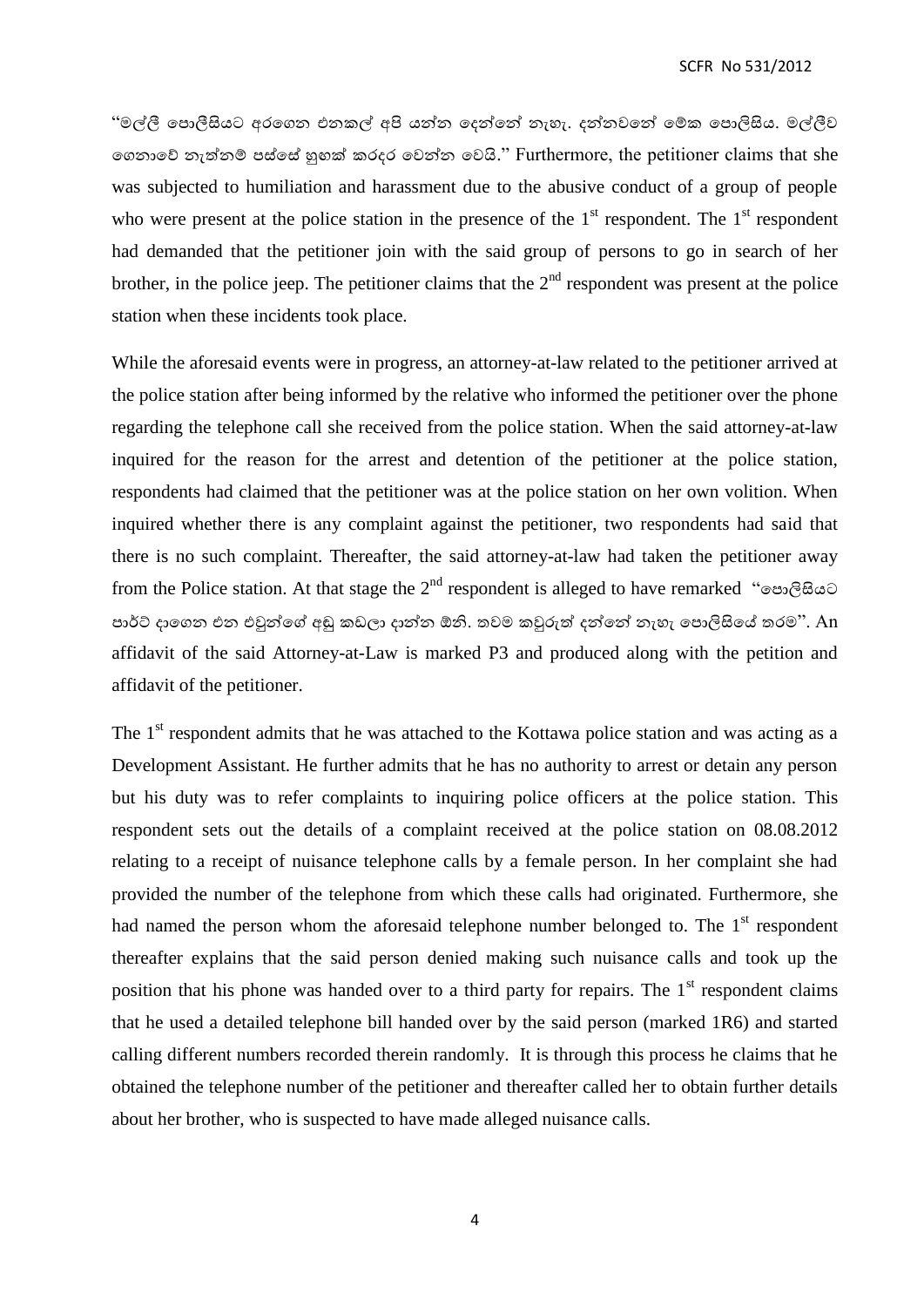"මල්ලී පොලීසියට අරගෙන එනකල් අපි යන්න දෙන්නේ නැහැ. දන්නවනේ මේක පොලිසිය. මල්ලීව ගෙනාවේ නැත්නම් පස්සේ හුඟක් කරදර වෙන්න වෙයි." Furthermore, the petitioner claims that she was subjected to humiliation and harassment due to the abusive conduct of a group of people who were present at the police station in the presence of the 1st respondent. The 1st respondent had demanded that the petitioner join with the said group of persons to go in search of her brother, in the police jeep. The petitioner claims that the 2nd respondent was present at the police station when these incidents took place.

While the aforesaid events were in progress, an attorney-at-law related to the petitioner arrived at the police station after being informed by the relative who informed the petitioner over the phone regarding the telephone call she received from the police station. When the said attorney-at-law inquired for the reason for the arrest and detention of the petitioner at the police station, respondents had claimed that the petitioner was at the police station on her own volition. When inquired whether there is any complaint against the petitioner, two respondents had said that there is no such complaint. Thereafter, the said attorney-at-law had taken the petitioner away from the Police station. At that stage the 2nd respondent is alleged to have remarked "පොලිසියට පාර්ට් දාගෙන එන එවුන්ගේ අඬු කඩලා දාන්න ඕනි. තවම කවුරුත් දන්නේ නැහැ පොලිසියේ තරම". An affidavit of the said Attorney-at-Law is marked P3 and produced along with the petition and affidavit of the petitioner.

The 1st respondent admits that he was attached to the Kottawa police station and was acting as a Development Assistant. He further admits that he has no authority to arrest or detain any person but his duty was to refer complaints to inquiring police officers at the police station. This respondent sets out the details of a complaint received at the police station on 08.08.2012 relating to a receipt of nuisance telephone calls by a female person. In her complaint she had provided the number of the telephone from which these calls had originated. Furthermore, she had named the person whom the aforesaid telephone number belonged to. The 1st respondent thereafter explains that the said person denied making such nuisance calls and took up the position that his phone was handed over to a third party for repairs. The 1st respondent claims that he used a detailed telephone bill handed over by the said person (marked 1R6) and started calling different numbers recorded therein randomly. It is through this process he claims that he obtained the telephone number of the petitioner and thereafter called her to obtain further details about her brother, who is suspected to have made alleged nuisance calls.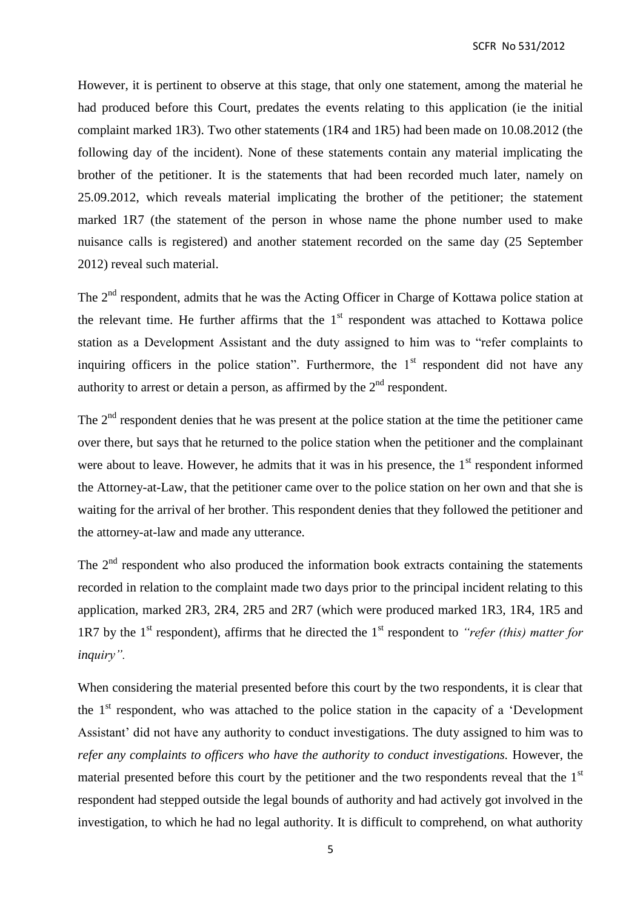However, it is pertinent to observe at this stage, that only one statement, among the material he had produced before this Court, predates the events relating to this application (ie the initial complaint marked 1R3). Two other statements (1R4 and 1R5) had been made on 10.08.2012 (the following day of the incident). None of these statements contain any material implicating the brother of the petitioner. It is the statements that had been recorded much later, namely on 25.09.2012, which reveals material implicating the brother of the petitioner; the statement marked 1R7 (the statement of the person in whose name the phone number used to make nuisance calls is registered) and another statement recorded on the same day (25 September 2012) reveal such material.

The 2nd respondent, admits that he was the Acting Officer in Charge of Kottawa police station at the relevant time. He further affirms that the 1st respondent was attached to Kottawa police station as a Development Assistant and the duty assigned to him was to "refer complaints to inquiring officers in the police station". Furthermore, the 1st respondent did not have any authority to arrest or detain a person, as affirmed by the 2nd respondent.

The 2nd respondent denies that he was present at the police station at the time the petitioner came over there, but says that he returned to the police station when the petitioner and the complainant were about to leave. However, he admits that it was in his presence, the 1st respondent informed the Attorney-at-Law, that the petitioner came over to the police station on her own and that she is waiting for the arrival of her brother. This respondent denies that they followed the petitioner and the attorney-at-law and made any utterance.

The 2nd respondent who also produced the information book extracts containing the statements recorded in relation to the complaint made two days prior to the principal incident relating to this application, marked 2R3, 2R4, 2R5 and 2R7 (which were produced marked 1R3, 1R4, 1R5 and 1R7 by the 1st respondent), affirms that he directed the 1st respondent to *"refer (this) matter for inquiry".*

When considering the material presented before this court by the two respondents, it is clear that the 1st respondent, who was attached to the police station in the capacity of a 'Development Assistant' did not have any authority to conduct investigations. The duty assigned to him was to *refer any complaints to officers who have the authority to conduct investigations.* However, the material presented before this court by the petitioner and the two respondents reveal that the 1st respondent had stepped outside the legal bounds of authority and had actively got involved in the investigation, to which he had no legal authority. It is difficult to comprehend, on what authority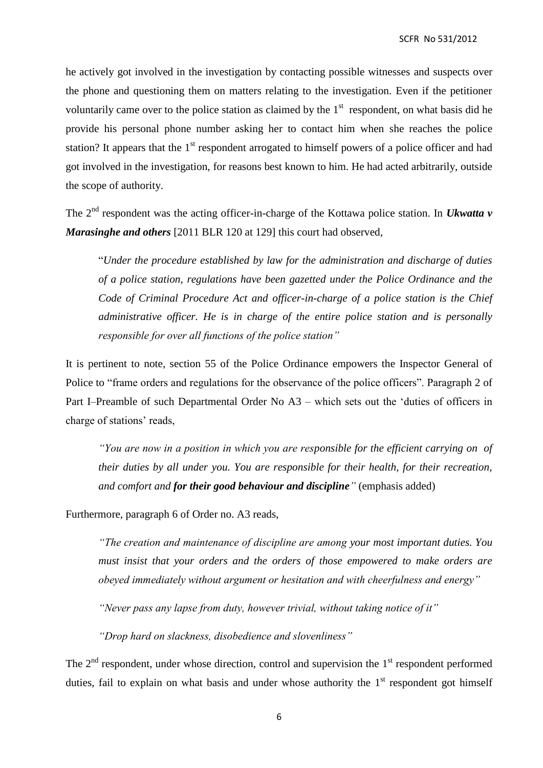he actively got involved in the investigation by contacting possible witnesses and suspects over the phone and questioning them on matters relating to the investigation. Even if the petitioner voluntarily came over to the police station as claimed by the 1st respondent, on what basis did he provide his personal phone number asking her to contact him when she reaches the police station? It appears that the 1st respondent arrogated to himself powers of a police officer and had got involved in the investigation, for reasons best known to him. He had acted arbitrarily, outside the scope of authority.

The 2nd respondent was the acting officer-in-charge of the Kottawa police station. In ***Ukwatta v Marasinghe and others*** [2011 BLR 120 at 129] this court had observed,

> "*Under the procedure established by law for the administration and discharge of duties of a police station, regulations have been gazetted under the Police Ordinance and the Code of Criminal Procedure Act and officer-in-charge of a police station is the Chief administrative officer. He is in charge of the entire police station and is personally responsible for over all functions of the police station"*

It is pertinent to note, section 55 of the Police Ordinance empowers the Inspector General of Police to "frame orders and regulations for the observance of the police officers". Paragraph 2 of Part I–Preamble of such Departmental Order No A3 – which sets out the 'duties of officers in charge of stations' reads,

> *"You are now in a position in which you are responsible for the efficient carrying on of their duties by all under you. You are responsible for their health, for their recreation, and comfort and **for their good behaviour and discipline**"* (emphasis added)

Furthermore, paragraph 6 of Order no. A3 reads,

> *"The creation and maintenance of discipline are among your most important duties. You must insist that your orders and the orders of those empowered to make orders are obeyed immediately without argument or hesitation and with cheerfulness and energy"*
>
> *"Never pass any lapse from duty, however trivial, without taking notice of it"*
>
> *"Drop hard on slackness, disobedience and slovenliness"*

The 2nd respondent, under whose direction, control and supervision the 1st respondent performed duties, fail to explain on what basis and under whose authority the 1st respondent got himself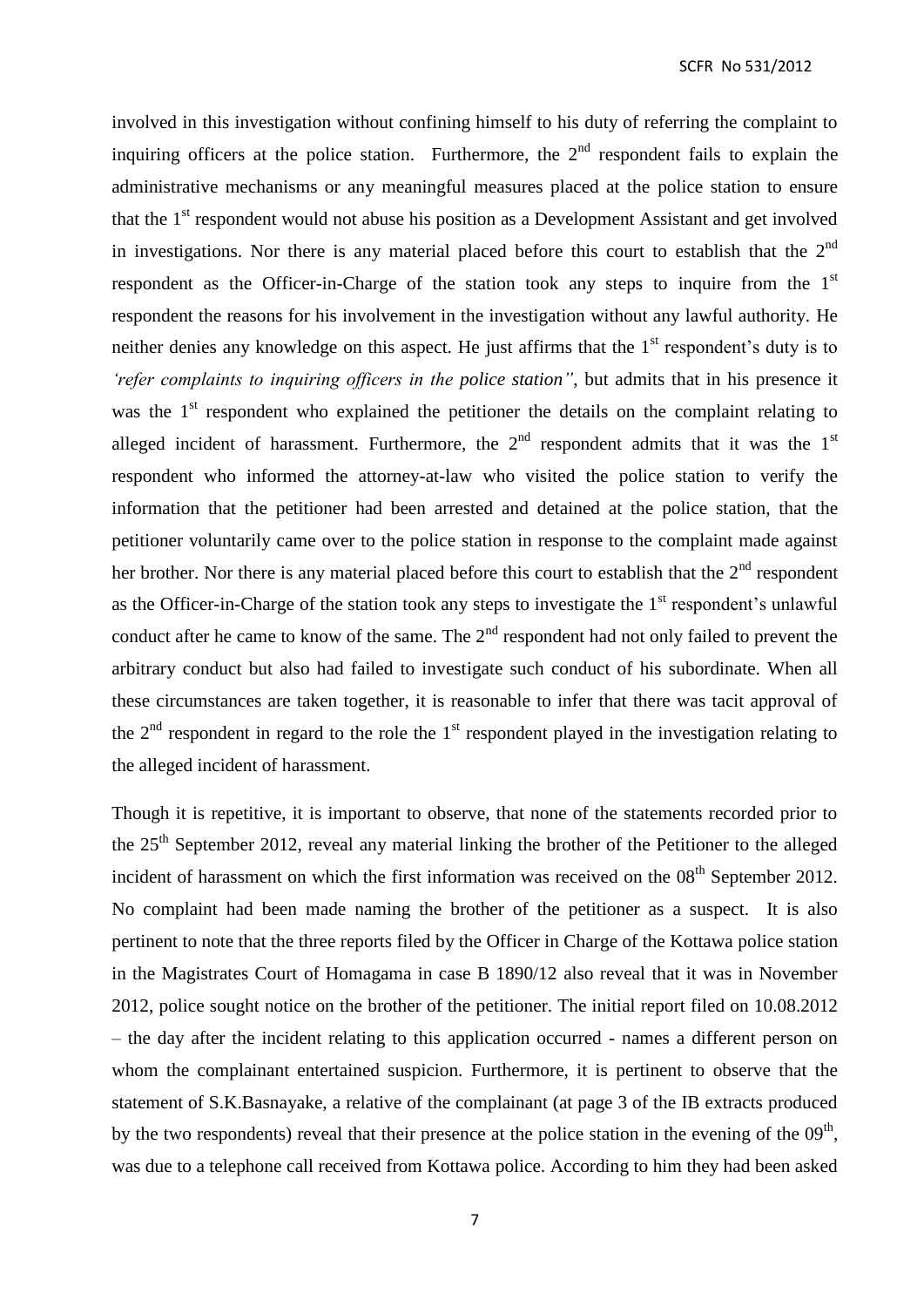involved in this investigation without confining himself to his duty of referring the complaint to inquiring officers at the police station. Furthermore, the 2nd respondent fails to explain the administrative mechanisms or any meaningful measures placed at the police station to ensure that the 1st respondent would not abuse his position as a Development Assistant and get involved in investigations. Nor there is any material placed before this court to establish that the 2nd respondent as the Officer-in-Charge of the station took any steps to inquire from the 1st respondent the reasons for his involvement in the investigation without any lawful authority. He neither denies any knowledge on this aspect. He just affirms that the 1st respondent's duty is to *'refer complaints to inquiring officers in the police station"*, but admits that in his presence it was the 1st respondent who explained the petitioner the details on the complaint relating to alleged incident of harassment. Furthermore, the 2nd respondent admits that it was the 1st respondent who informed the attorney-at-law who visited the police station to verify the information that the petitioner had been arrested and detained at the police station, that the petitioner voluntarily came over to the police station in response to the complaint made against her brother. Nor there is any material placed before this court to establish that the 2nd respondent as the Officer-in-Charge of the station took any steps to investigate the 1st respondent's unlawful conduct after he came to know of the same. The 2nd respondent had not only failed to prevent the arbitrary conduct but also had failed to investigate such conduct of his subordinate. When all these circumstances are taken together, it is reasonable to infer that there was tacit approval of the 2nd respondent in regard to the role the 1st respondent played in the investigation relating to the alleged incident of harassment.

Though it is repetitive, it is important to observe, that none of the statements recorded prior to the 25th September 2012, reveal any material linking the brother of the Petitioner to the alleged incident of harassment on which the first information was received on the 08th September 2012. No complaint had been made naming the brother of the petitioner as a suspect. It is also pertinent to note that the three reports filed by the Officer in Charge of the Kottawa police station in the Magistrates Court of Homagama in case B 1890/12 also reveal that it was in November 2012, police sought notice on the brother of the petitioner. The initial report filed on 10.08.2012 – the day after the incident relating to this application occurred - names a different person on whom the complainant entertained suspicion. Furthermore, it is pertinent to observe that the statement of S.K.Basnayake, a relative of the complainant (at page 3 of the IB extracts produced by the two respondents) reveal that their presence at the police station in the evening of the 09th, was due to a telephone call received from Kottawa police. According to him they had been asked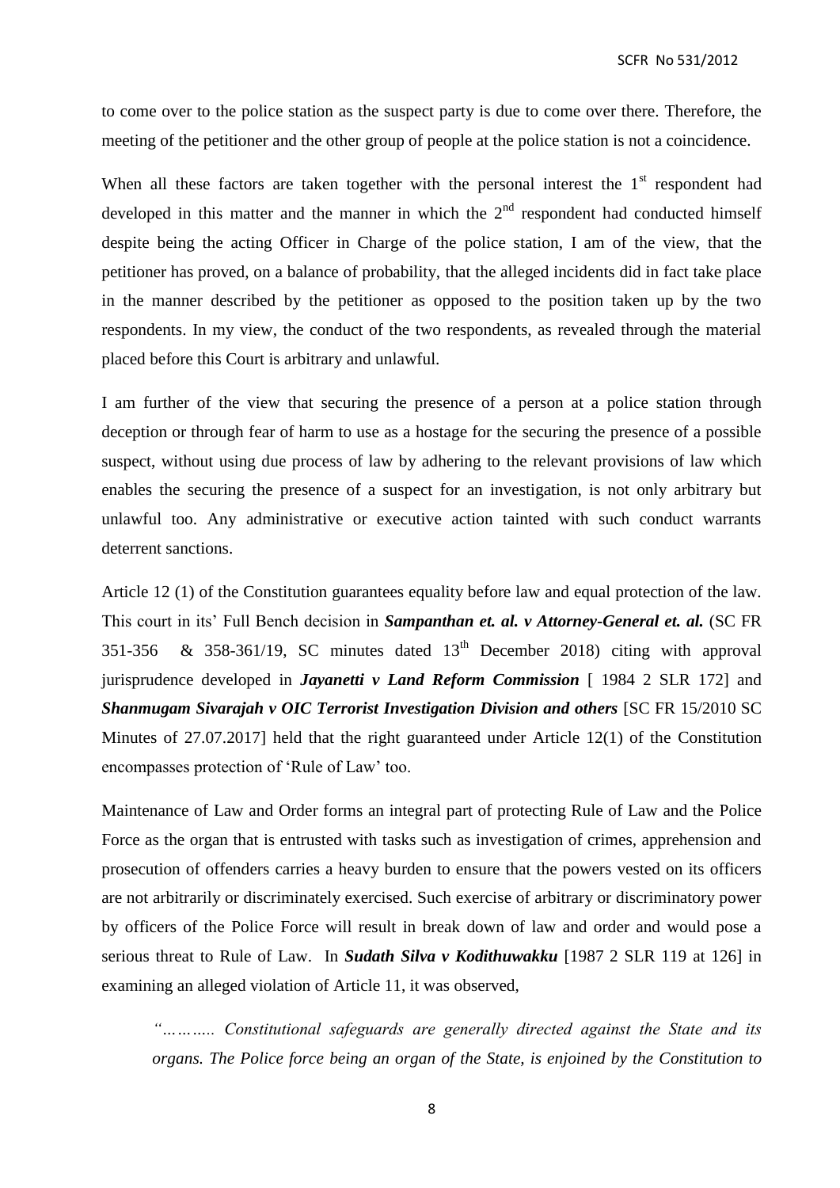to come over to the police station as the suspect party is due to come over there. Therefore, the meeting of the petitioner and the other group of people at the police station is not a coincidence.

When all these factors are taken together with the personal interest the 1st respondent had developed in this matter and the manner in which the 2nd respondent had conducted himself despite being the acting Officer in Charge of the police station, I am of the view, that the petitioner has proved, on a balance of probability, that the alleged incidents did in fact take place in the manner described by the petitioner as opposed to the position taken up by the two respondents. In my view, the conduct of the two respondents, as revealed through the material placed before this Court is arbitrary and unlawful.

I am further of the view that securing the presence of a person at a police station through deception or through fear of harm to use as a hostage for the securing the presence of a possible suspect, without using due process of law by adhering to the relevant provisions of law which enables the securing the presence of a suspect for an investigation, is not only arbitrary but unlawful too. Any administrative or executive action tainted with such conduct warrants deterrent sanctions.

Article 12 (1) of the Constitution guarantees equality before law and equal protection of the law. This court in its' Full Bench decision in ***Sampanthan et. al. v Attorney-General et. al.*** (SC FR 351-356 & 358-361/19, SC minutes dated 13th December 2018) citing with approval jurisprudence developed in ***Jayanetti v Land Reform Commission*** [ 1984 2 SLR 172] and ***Shanmugam Sivarajah v OIC Terrorist Investigation Division and others*** [SC FR 15/2010 SC Minutes of 27.07.2017] held that the right guaranteed under Article 12(1) of the Constitution encompasses protection of 'Rule of Law' too.

Maintenance of Law and Order forms an integral part of protecting Rule of Law and the Police Force as the organ that is entrusted with tasks such as investigation of crimes, apprehension and prosecution of offenders carries a heavy burden to ensure that the powers vested on its officers are not arbitrarily or discriminately exercised. Such exercise of arbitrary or discriminatory power by officers of the Police Force will result in break down of law and order and would pose a serious threat to Rule of Law. In ***Sudath Silva v Kodithuwakku*** [1987 2 SLR 119 at 126] in examining an alleged violation of Article 11, it was observed,

> *"……….. Constitutional safeguards are generally directed against the State and its organs. The Police force being an organ of the State, is enjoined by the Constitution to*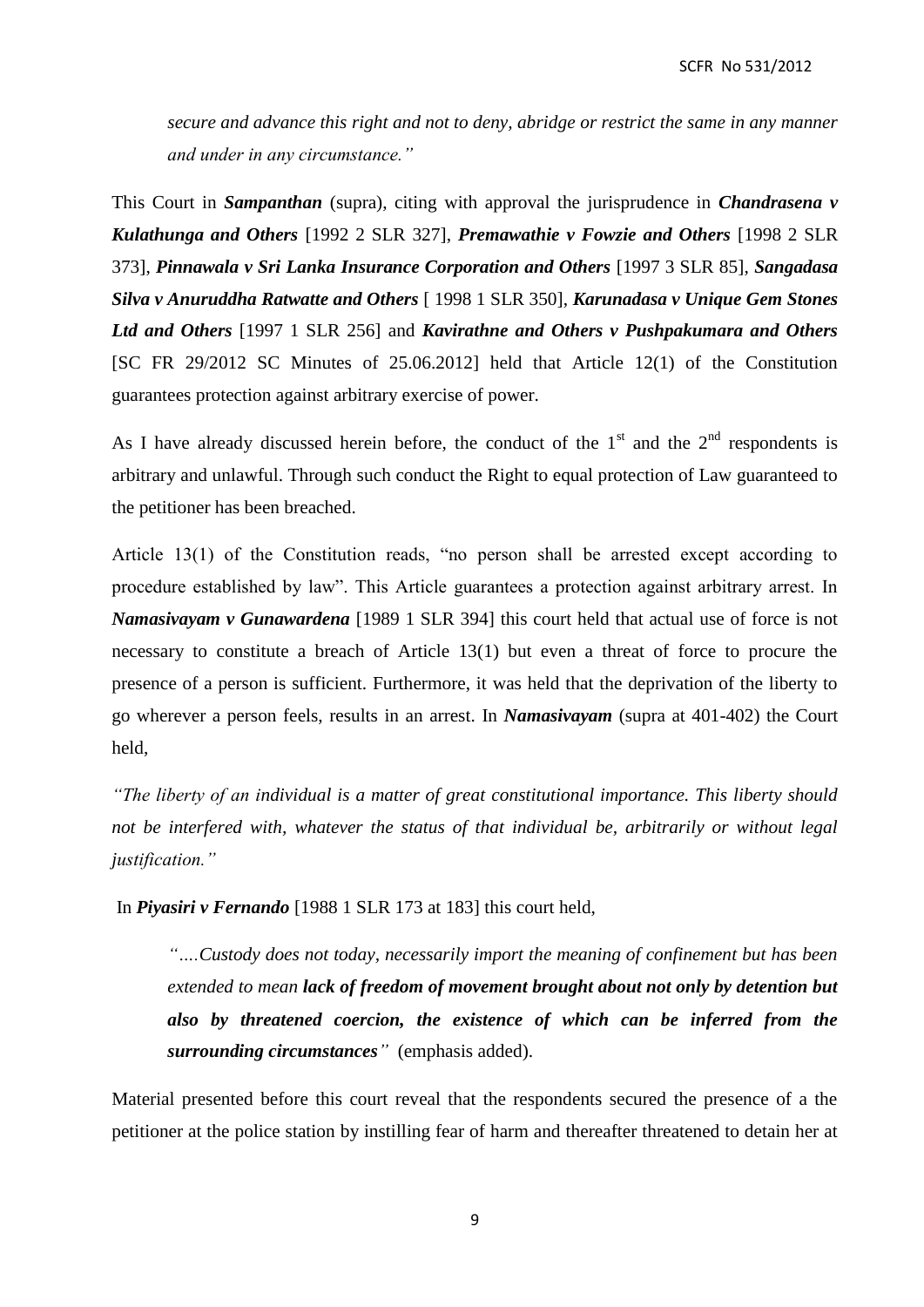*secure and advance this right and not to deny, abridge or restrict the same in any manner and under in any circumstance."*

This Court in ***Sampanthan*** (supra), citing with approval the jurisprudence in ***Chandrasena v Kulathunga and Others*** [1992 2 SLR 327], ***Premawathie v Fowzie and Others*** [1998 2 SLR 373], ***Pinnawala v Sri Lanka Insurance Corporation and Others*** [1997 3 SLR 85], ***Sangadasa Silva v Anuruddha Ratwatte and Others*** [ 1998 1 SLR 350], ***Karunadasa v Unique Gem Stones Ltd and Others*** [1997 1 SLR 256] and ***Kavirathne and Others v Pushpakumara and Others*** [SC FR 29/2012 SC Minutes of 25.06.2012] held that Article 12(1) of the Constitution guarantees protection against arbitrary exercise of power.

As I have already discussed herein before, the conduct of the 1st and the 2nd respondents is arbitrary and unlawful. Through such conduct the Right to equal protection of Law guaranteed to the petitioner has been breached.

Article 13(1) of the Constitution reads, "no person shall be arrested except according to procedure established by law". This Article guarantees a protection against arbitrary arrest. In ***Namasivayam v Gunawardena*** [1989 1 SLR 394] this court held that actual use of force is not necessary to constitute a breach of Article 13(1) but even a threat of force to procure the presence of a person is sufficient. Furthermore, it was held that the deprivation of the liberty to go wherever a person feels, results in an arrest. In ***Namasivayam*** (supra at 401-402) the Court held,

*"The liberty of an individual is a matter of great constitutional importance. This liberty should not be interfered with, whatever the status of that individual be, arbitrarily or without legal justification."*

In ***Piyasiri v Fernando*** [1988 1 SLR 173 at 183] this court held,

> *"....Custody does not today, necessarily import the meaning of confinement but has been extended to mean* ***lack of freedom of movement brought about not only by detention but also by threatened coercion, the existence of which can be inferred from the surrounding circumstances****"* (emphasis added).

Material presented before this court reveal that the respondents secured the presence of a the petitioner at the police station by instilling fear of harm and thereafter threatened to detain her at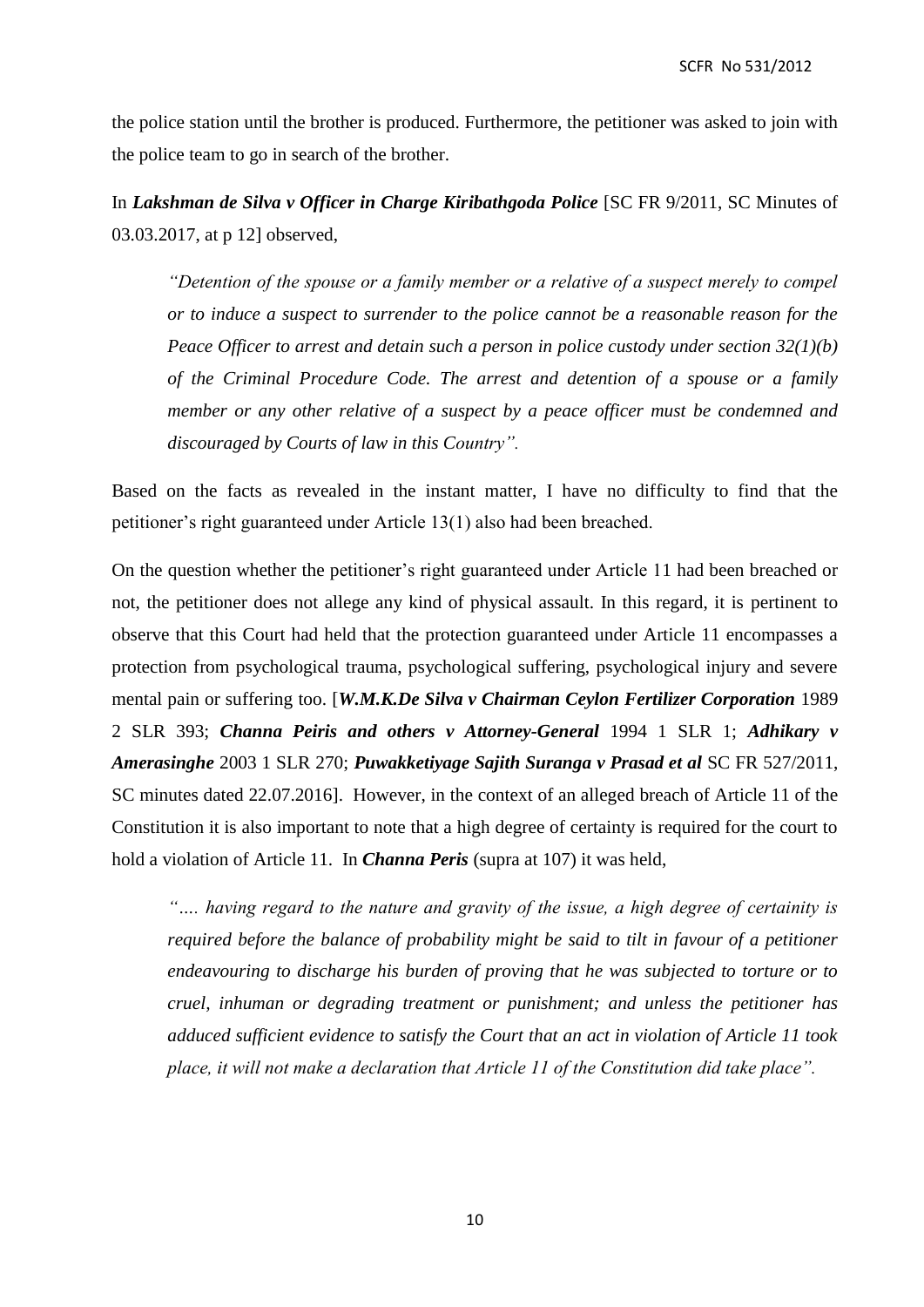the police station until the brother is produced. Furthermore, the petitioner was asked to join with the police team to go in search of the brother.

In ***Lakshman de Silva v Officer in Charge Kiribathgoda Police*** [SC FR 9/2011, SC Minutes of 03.03.2017, at p 12] observed,

> *"Detention of the spouse or a family member or a relative of a suspect merely to compel or to induce a suspect to surrender to the police cannot be a reasonable reason for the Peace Officer to arrest and detain such a person in police custody under section 32(1)(b) of the Criminal Procedure Code. The arrest and detention of a spouse or a family member or any other relative of a suspect by a peace officer must be condemned and discouraged by Courts of law in this Country".*

Based on the facts as revealed in the instant matter, I have no difficulty to find that the petitioner's right guaranteed under Article 13(1) also had been breached.

On the question whether the petitioner's right guaranteed under Article 11 had been breached or not, the petitioner does not allege any kind of physical assault. In this regard, it is pertinent to observe that this Court had held that the protection guaranteed under Article 11 encompasses a protection from psychological trauma, psychological suffering, psychological injury and severe mental pain or suffering too. [***W.M.K.De Silva v Chairman Ceylon Fertilizer Corporation*** 1989 2 SLR 393; ***Channa Peiris and others v Attorney-General*** 1994 1 SLR 1; ***Adhikary v Amerasinghe*** 2003 1 SLR 270; ***Puwakketiyage Sajith Suranga v Prasad et al*** SC FR 527/2011, SC minutes dated 22.07.2016]. However, in the context of an alleged breach of Article 11 of the Constitution it is also important to note that a high degree of certainty is required for the court to hold a violation of Article 11. In ***Channa Peris*** (supra at 107) it was held,

> *"…. having regard to the nature and gravity of the issue, a high degree of certainity is required before the balance of probability might be said to tilt in favour of a petitioner endeavouring to discharge his burden of proving that he was subjected to torture or to cruel, inhuman or degrading treatment or punishment; and unless the petitioner has adduced sufficient evidence to satisfy the Court that an act in violation of Article 11 took place, it will not make a declaration that Article 11 of the Constitution did take place".*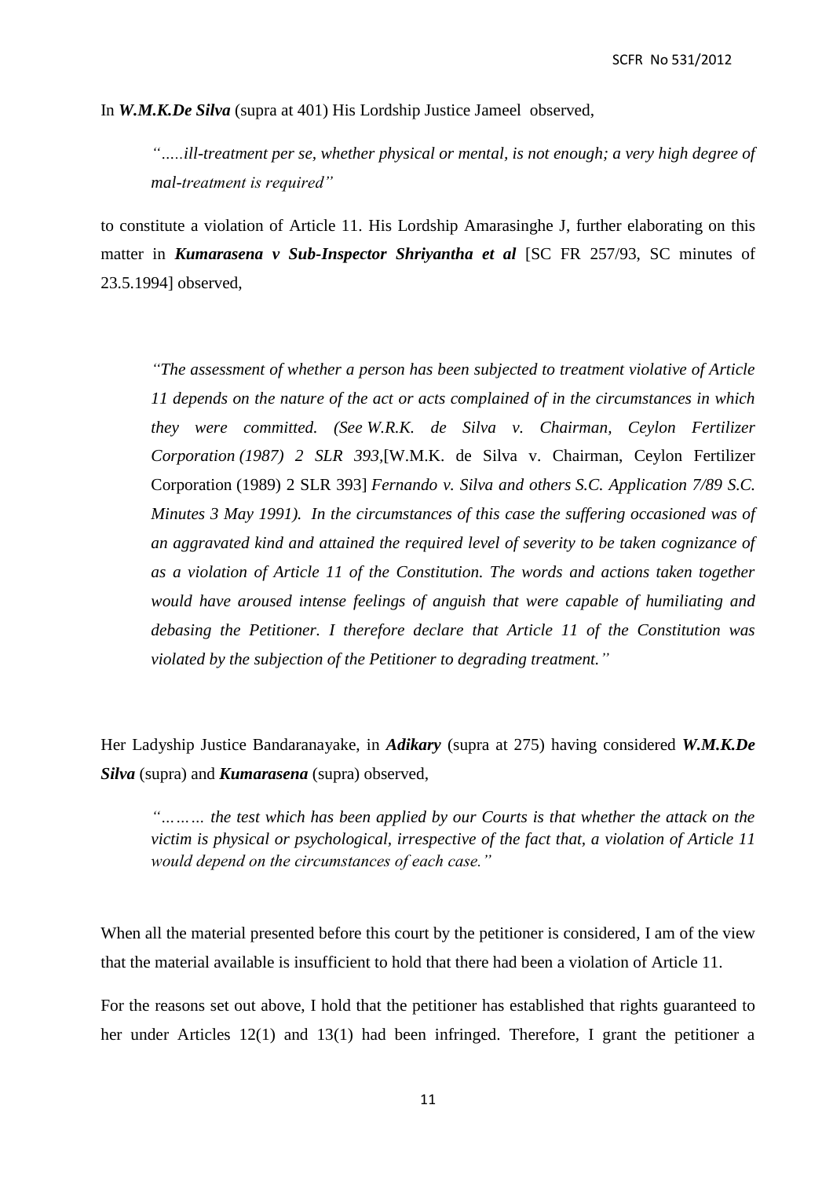In ***W.M.K.De Silva*** (supra at 401) His Lordship Justice Jameel observed,

> *".....ill-treatment per se, whether physical or mental, is not enough; a very high degree of mal-treatment is required"*

to constitute a violation of Article 11. His Lordship Amarasinghe J, further elaborating on this matter in ***Kumarasena v Sub-Inspector Shriyantha et al*** [SC FR 257/93, SC minutes of 23.5.1994] observed,

> *"The assessment of whether a person has been subjected to treatment violative of Article 11 depends on the nature of the act or acts complained of in the circumstances in which they were committed. (See W.R.K. de Silva v. Chairman, Ceylon Fertilizer Corporation (1987) 2 SLR 393,*[W.M.K. de Silva v. Chairman, Ceylon Fertilizer Corporation (1989) 2 SLR 393] *Fernando v. Silva and others S.C. Application 7/89 S.C. Minutes 3 May 1991). In the circumstances of this case the suffering occasioned was of an aggravated kind and attained the required level of severity to be taken cognizance of as a violation of Article 11 of the Constitution. The words and actions taken together would have aroused intense feelings of anguish that were capable of humiliating and debasing the Petitioner. I therefore declare that Article 11 of the Constitution was violated by the subjection of the Petitioner to degrading treatment."*

Her Ladyship Justice Bandaranayake, in ***Adikary*** (supra at 275) having considered ***W.M.K.De Silva*** (supra) and ***Kumarasena*** (supra) observed,

> *"……… the test which has been applied by our Courts is that whether the attack on the victim is physical or psychological, irrespective of the fact that, a violation of Article 11 would depend on the circumstances of each case."*

When all the material presented before this court by the petitioner is considered, I am of the view that the material available is insufficient to hold that there had been a violation of Article 11.

For the reasons set out above, I hold that the petitioner has established that rights guaranteed to her under Articles 12(1) and 13(1) had been infringed. Therefore, I grant the petitioner a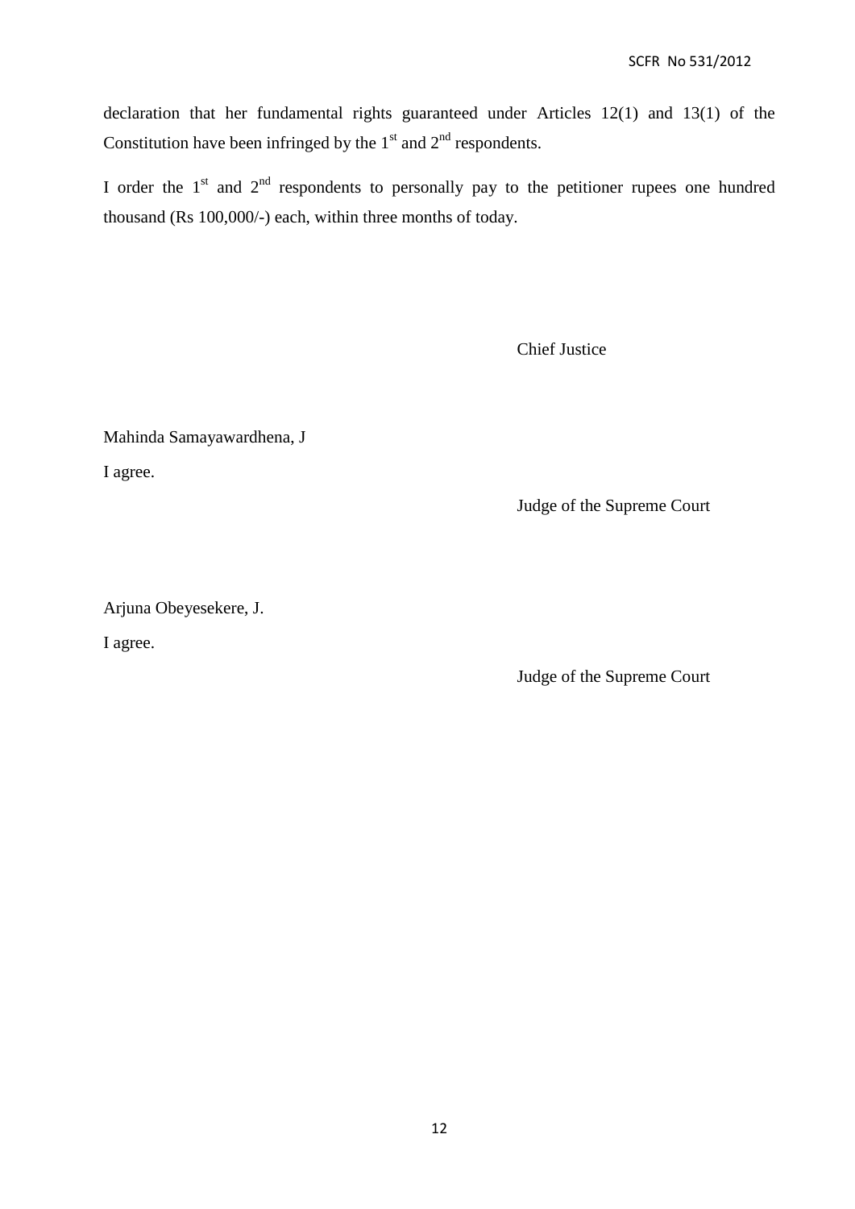declaration that her fundamental rights guaranteed under Articles 12(1) and 13(1) of the Constitution have been infringed by the 1st and 2nd respondents.

I order the 1st and 2nd respondents to personally pay to the petitioner rupees one hundred thousand (Rs 100,000/-) each, within three months of today.

Chief Justice

Mahinda Samayawardhena, J

I agree.

Judge of the Supreme Court

Arjuna Obeyesekere, J.

I agree.

Judge of the Supreme Court